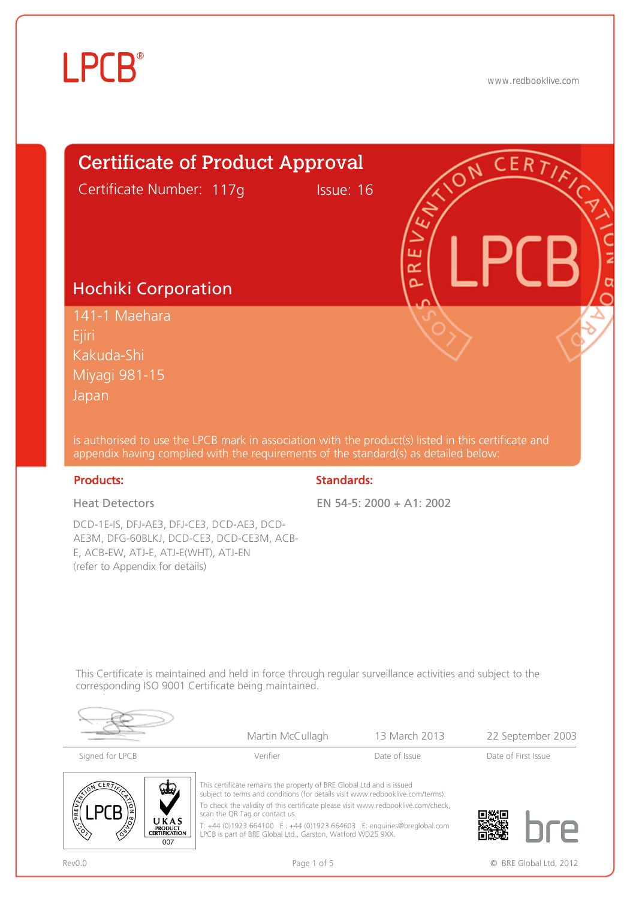LPCB®

www.redbooklive.com

# Certificate of Product Approval

Certificate Number: 117g Issue: 16

## Hochiki Corporation

141-1 Maehara
Ejiri
Kakuda-Shi
Miyagi 981-15
Japan

is authorised to use the LPCB mark in association with the product(s) listed in this certificate and appendix having complied with the requirements of the standard(s) as detailed below:

| Products: | Standards: |
| --- | --- |
| Heat Detectors | EN 54-5: 2000 + A1: 2002 |
| DCD-1E-IS, DFJ-AE3, DFJ-CE3, DCD-AE3, DCD-AE3M, DFG-60BLKJ, DCD-CE3, DCD-CE3M, ACB-E, ACB-EW, ATJ-E, ATJ-E(WHT), ATJ-EN (refer to Appendix for details) | |

This Certificate is maintained and held in force through regular surveillance activities and subject to the corresponding ISO 9001 Certificate being maintained.

| Signed for LPCB | Verifier | Date of Issue | Date of First Issue |
| --- | --- | --- | --- |
| | Martin McCullagh | 13 March 2013 | 22 September 2003 |

UKAS PRODUCT CERTIFICATION 007

This certificate remains the property of BRE Global Ltd and is issued subject to terms and conditions (for details visit www.redbooklive.com/terms).
To check the validity of this certificate please visit www.redbooklive.com/check, scan the QR Tag or contact us.
T: +44 (0)1923 664100 F : +44 (0)1923 664603 E: enquiries@breglobal.com
LPCB is part of BRE Global Ltd., Garston, Watford WD25 9XX.

Rev0.0

© BRE Global Ltd, 2012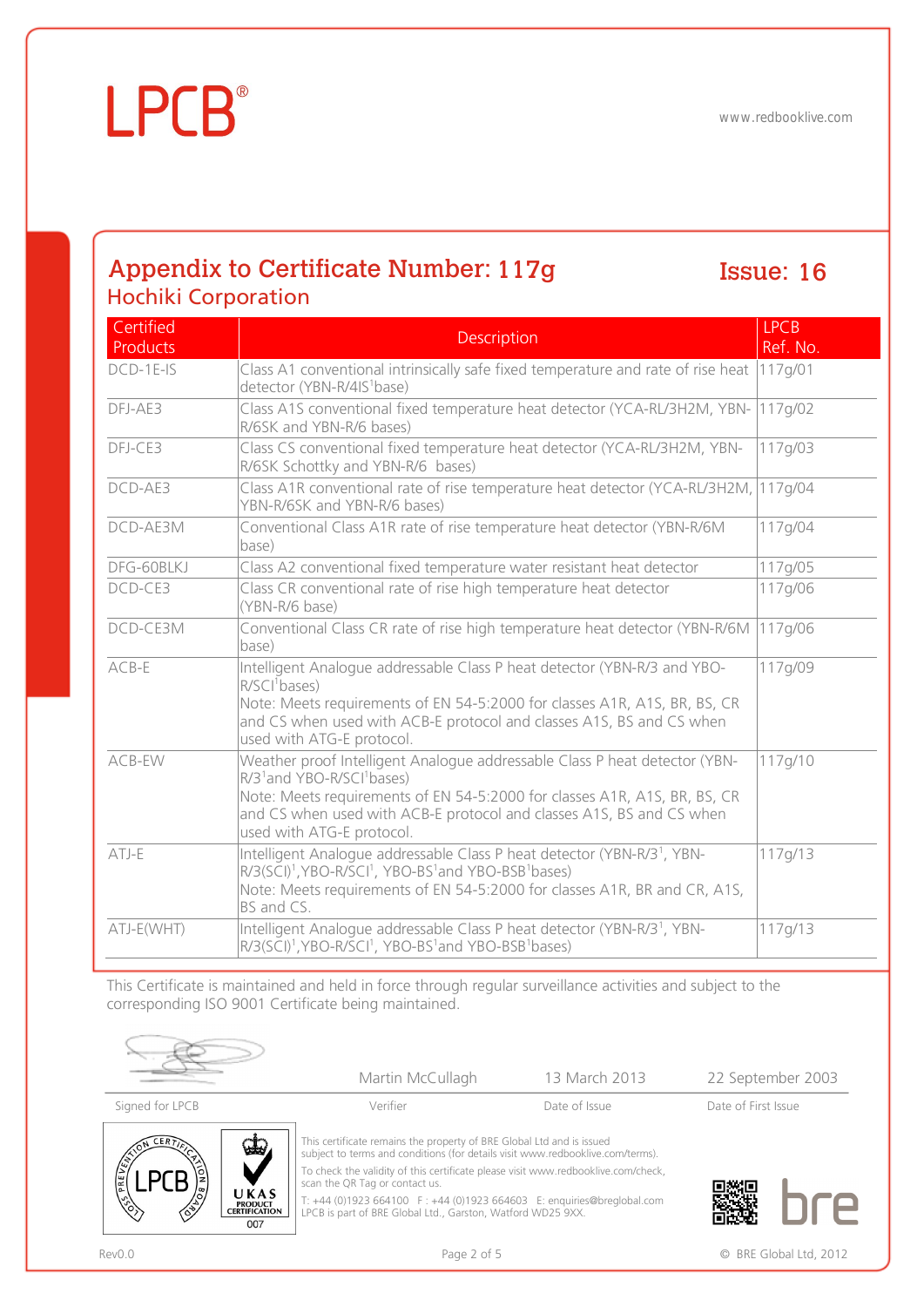## Appendix to Certificate Number: 117g

**Issue: 16**

### Hochiki Corporation

| Certified Products | Description | LPCB Ref. No. |
|---|---|---|
| DCD-1E-IS | Class A1 conventional intrinsically safe fixed temperature and rate of rise heat detector (YBN-R/4IS[1]base) | 117g/01 |
| DFJ-AE3 | Class A1S conventional fixed temperature heat detector (YCA-RL/3H2M, YBN-R/6SK and YBN-R/6 bases) | 117g/02 |
| DFJ-CE3 | Class CS conventional fixed temperature heat detector (YCA-RL/3H2M, YBN-R/6SK Schottky and YBN-R/6 bases) | 117g/03 |
| DCD-AE3 | Class A1R conventional rate of rise temperature heat detector (YCA-RL/3H2M, YBN-R/6SK and YBN-R/6 bases) | 117g/04 |
| DCD-AE3M | Conventional Class A1R rate of rise temperature heat detector (YBN-R/6M base) | 117g/04 |
| DFG-60BLKJ | Class A2 conventional fixed temperature water resistant heat detector | 117g/05 |
| DCD-CE3 | Class CR conventional rate of rise high temperature heat detector (YBN-R/6 base) | 117g/06 |
| DCD-CE3M | Conventional Class CR rate of rise high temperature heat detector (YBN-R/6M base) | 117g/06 |
| ACB-E | Intelligent Analogue addressable Class P heat detector (YBN-R/3 and YBO-R/SCI[1]bases)<br>Note: Meets requirements of EN 54-5:2000 for classes A1R, A1S, BR, BS, CR and CS when used with ACB-E protocol and classes A1S, BS and CS when used with ATG-E protocol. | 117g/09 |
| ACB-EW | Weather proof Intelligent Analogue addressable Class P heat detector (YBN-R/3[1]and YBO-R/SCI[1]bases)<br>Note: Meets requirements of EN 54-5:2000 for classes A1R, A1S, BR, BS, CR and CS when used with ACB-E protocol and classes A1S, BS and CS when used with ATG-E protocol. | 117g/10 |
| ATJ-E | Intelligent Analogue addressable Class P heat detector (YBN-R/3[1], YBN-R/3(SCI)[1],YBO-R/SCI[1], YBO-BS[1]and YBO-BSB[1]bases)<br>Note: Meets requirements of EN 54-5:2000 for classes A1R, BR and CR, A1S, BS and CS. | 117g/13 |
| ATJ-E(WHT) | Intelligent Analogue addressable Class P heat detector (YBN-R/3[1], YBN-R/3(SCI)[1],YBO-R/SCI[1], YBO-BS[1]and YBO-BSB[1]bases) | 117g/13 |

This Certificate is maintained and held in force through regular surveillance activities and subject to the corresponding ISO 9001 Certificate being maintained.

| Signed for LPCB | Verifier | Date of Issue | Date of First Issue |
|---|---|---|---|
| | Martin McCullagh | 13 March 2013 | 22 September 2003 |

This certificate remains the property of BRE Global Ltd and is issued subject to terms and conditions (for details visit www.redbooklive.com/terms).

To check the validity of this certificate please visit www.redbooklive.com/check, scan the QR Tag or contact us.

T: +44 (0)1923 664100 F : +44 (0)1923 664603 E: enquiries@breglobal.com
LPCB is part of BRE Global Ltd., Garston, Watford WD25 9XX.

Rev0.0

© BRE Global Ltd, 2012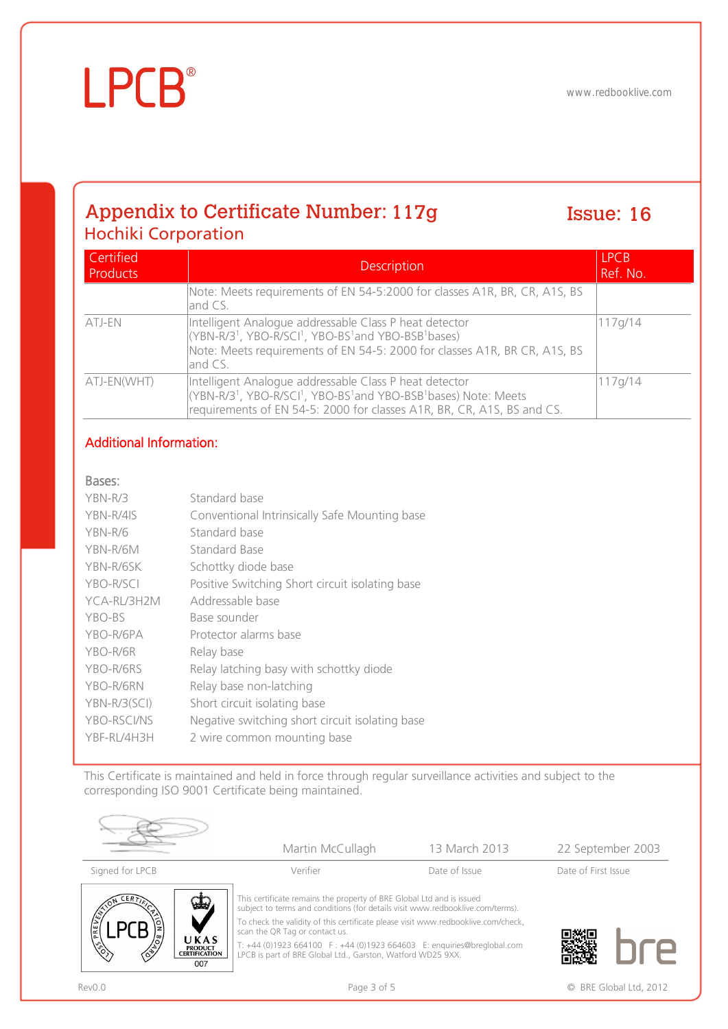# Appendix to Certificate Number: 117g

**Issue: 16**

## Hochiki Corporation

| Certified Products | Description | LPCB Ref. No. |
|---|---|---|
| | Note: Meets requirements of EN 54-5:2000 for classes A1R, BR, CR, A1S, BS and CS. | |
| ATJ-EN | Intelligent Analogue addressable Class P heat detector (YBN-R/3[1], YBO-R/SCI[1], YBO-BS[1]and YBO-BSB[1]bases) Note: Meets requirements of EN 54-5: 2000 for classes A1R, BR CR, A1S, BS and CS. | 117g/14 |
| ATJ-EN(WHT) | Intelligent Analogue addressable Class P heat detector (YBN-R/3[1], YBO-R/SCI[1], YBO-BS[1]and YBO-BSB[1]bases) Note: Meets requirements of EN 54-5: 2000 for classes A1R, BR, CR, A1S, BS and CS. | 117g/14 |

### Additional Information:

Bases:

| | |
|---|---|
| YBN-R/3 | Standard base |
| YBN-R/4IS | Conventional Intrinsically Safe Mounting base |
| YBN-R/6 | Standard base |
| YBN-R/6M | Standard Base |
| YBN-R/6SK | Schottky diode base |
| YBO-R/SCI | Positive Switching Short circuit isolating base |
| YCA-RL/3H2M | Addressable base |
| YBO-BS | Base sounder |
| YBO-R/6PA | Protector alarms base |
| YBO-R/6R | Relay base |
| YBO-R/6RS | Relay latching basy with schottky diode |
| YBO-R/6RN | Relay base non-latching |
| YBN-R/3(SCI) | Short circuit isolating base |
| YBO-RSCI/NS | Negative switching short circuit isolating base |
| YBF-RL/4H3H | 2 wire common mounting base |

This Certificate is maintained and held in force through regular surveillance activities and subject to the corresponding ISO 9001 Certificate being maintained.

| Signed for LPCB | Verifier | Date of Issue | Date of First Issue |
|---|---|---|---|
| | Martin McCullagh | 13 March 2013 | 22 September 2003 |

This certificate remains the property of BRE Global Ltd and is issued subject to terms and conditions (for details visit www.redbooklive.com/terms).

To check the validity of this certificate please visit www.redbooklive.com/check, scan the QR Tag or contact us.

T: +44 (0)1923 664100 F : +44 (0)1923 664603 E: enquiries@breglobal.com
LPCB is part of BRE Global Ltd., Garston, Watford WD25 9XX.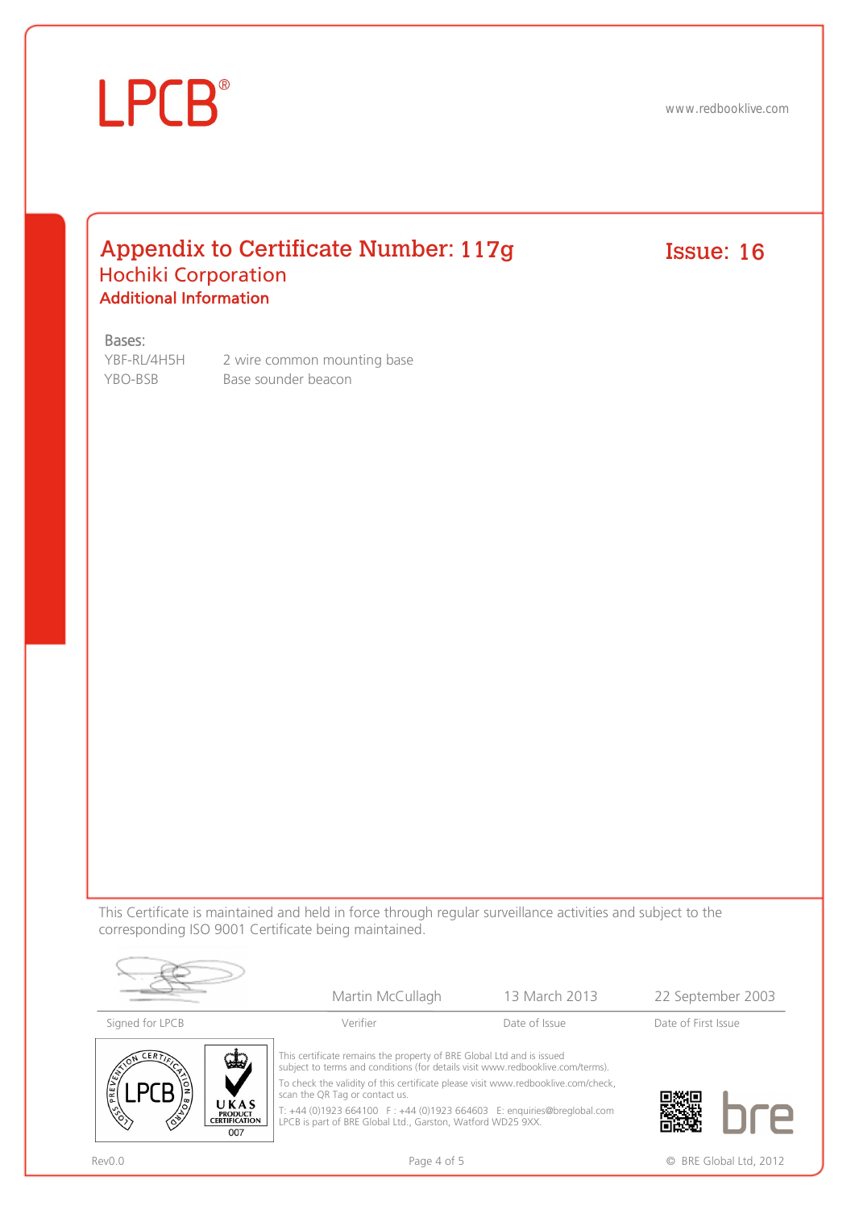LPCB®

www.redbooklive.com

# Appendix to Certificate Number: 117g

Issue: 16

## Hochiki Corporation

### Additional Information

Bases:

| | |
|---|---|
| YBF-RL/4H5H | 2 wire common mounting base |
| YBO-BSB | Base sounder beacon |

This Certificate is maintained and held in force through regular surveillance activities and subject to the corresponding ISO 9001 Certificate being maintained.

| Signed for LPCB | Verifier | Date of Issue | Date of First Issue |
|---|---|---|---|
| | Martin McCullagh | 13 March 2013 | 22 September 2003 |

This certificate remains the property of BRE Global Ltd and is issued subject to terms and conditions (for details visit www.redbooklive.com/terms).

To check the validity of this certificate please visit www.redbooklive.com/check, scan the QR Tag or contact us.

T: +44 (0)1923 664100 F : +44 (0)1923 664603 E: enquiries@breglobal.com
LPCB is part of BRE Global Ltd., Garston, Watford WD25 9XX.

Rev0.0

© BRE Global Ltd, 2012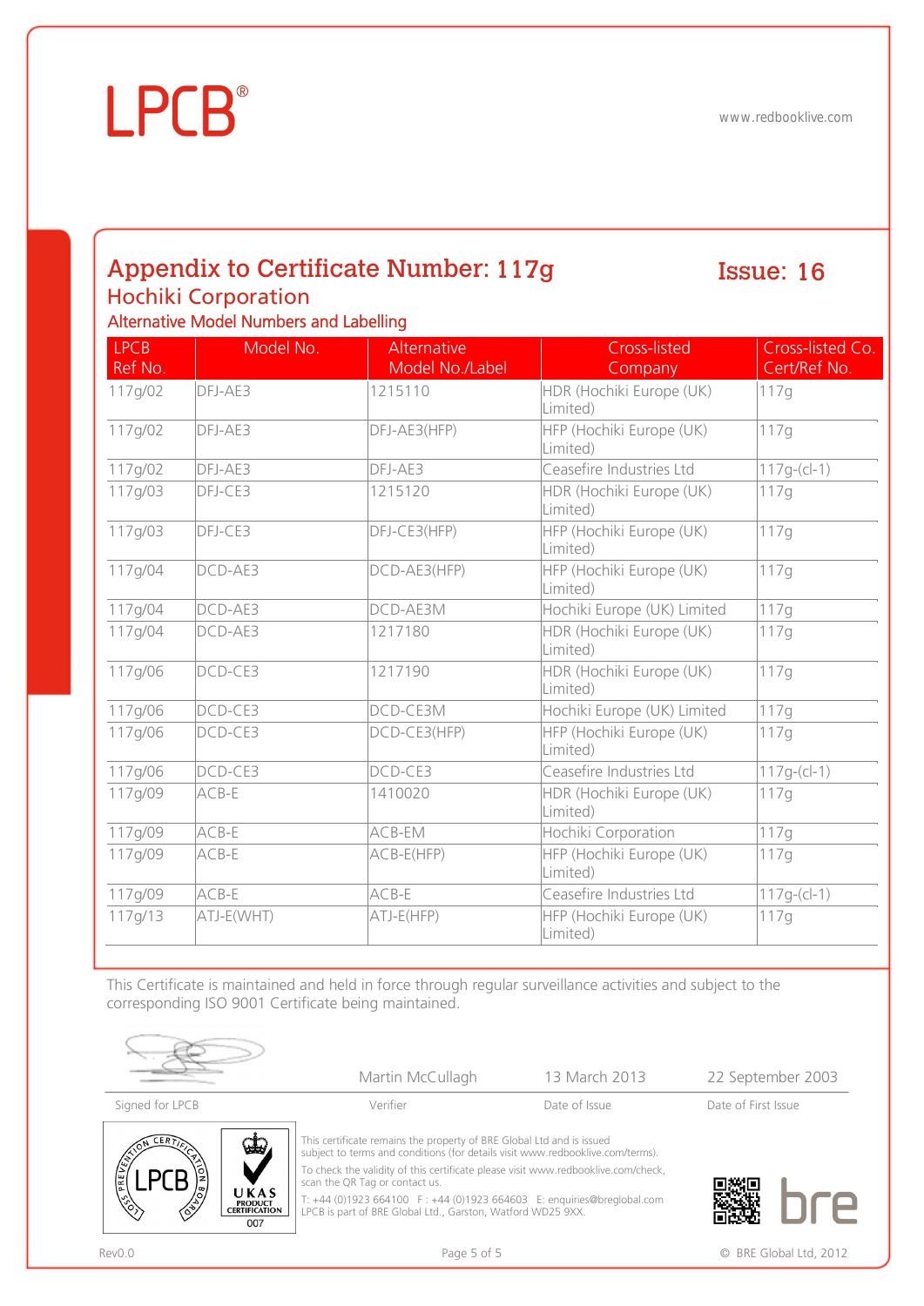LPCB®

www.redbooklive.com

## Appendix to Certificate Number: 117g

**Issue: 16**

### Hochiki Corporation

Alternative Model Numbers and Labelling

| LPCB Ref No. | Model No. | Alternative Model No./Label | Cross-listed Company | Cross-listed Co. Cert/Ref No. |
|---|---|---|---|---|
| 117g/02 | DFJ-AE3 | 1215110 | HDR (Hochiki Europe (UK) Limited) | 117g |
| 117g/02 | DFJ-AE3 | DFJ-AE3(HFP) | HFP (Hochiki Europe (UK) Limited) | 117g |
| 117g/02 | DFJ-AE3 | DFJ-AE3 | Ceasefire Industries Ltd | 117g-(cl-1) |
| 117g/03 | DFJ-CE3 | 1215120 | HDR (Hochiki Europe (UK) Limited) | 117g |
| 117g/03 | DFJ-CE3 | DFJ-CE3(HFP) | HFP (Hochiki Europe (UK) Limited) | 117g |
| 117g/04 | DCD-AE3 | DCD-AE3(HFP) | HFP (Hochiki Europe (UK) Limited) | 117g |
| 117g/04 | DCD-AE3 | DCD-AE3M | Hochiki Europe (UK) Limited | 117g |
| 117g/04 | DCD-AE3 | 1217180 | HDR (Hochiki Europe (UK) Limited) | 117g |
| 117g/06 | DCD-CE3 | 1217190 | HDR (Hochiki Europe (UK) Limited) | 117g |
| 117g/06 | DCD-CE3 | DCD-CE3M | Hochiki Europe (UK) Limited | 117g |
| 117g/06 | DCD-CE3 | DCD-CE3(HFP) | HFP (Hochiki Europe (UK) Limited) | 117g |
| 117g/06 | DCD-CE3 | DCD-CE3 | Ceasefire Industries Ltd | 117g-(cl-1) |
| 117g/09 | ACB-E | 1410020 | HDR (Hochiki Europe (UK) Limited) | 117g |
| 117g/09 | ACB-E | ACB-EM | Hochiki Corporation | 117g |
| 117g/09 | ACB-E | ACB-E(HFP) | HFP (Hochiki Europe (UK) Limited) | 117g |
| 117g/09 | ACB-E | ACB-E | Ceasefire Industries Ltd | 117g-(cl-1) |
| 117g/13 | ATJ-E(WHT) | ATJ-E(HFP) | HFP (Hochiki Europe (UK) Limited) | 117g |

This Certificate is maintained and held in force through regular surveillance activities and subject to the corresponding ISO 9001 Certificate being maintained.

| Signed for LPCB | Verifier | Date of Issue | Date of First Issue |
|---|---|---|---|
| | Martin McCullagh | 13 March 2013 | 22 September 2003 |

LPCB Loss Prevention Certification Board — UKAS Product Certification 007

This certificate remains the property of BRE Global Ltd and is issued subject to terms and conditions (for details visit www.redbooklive.com/terms).

To check the validity of this certificate please visit www.redbooklive.com/check, scan the QR Tag or contact us.

T: +44 (0)1923 664100 F : +44 (0)1923 664603 E: enquiries@breglobal.com
LPCB is part of BRE Global Ltd., Garston, Watford WD25 9XX.

bre

Rev0.0

© BRE Global Ltd, 2012